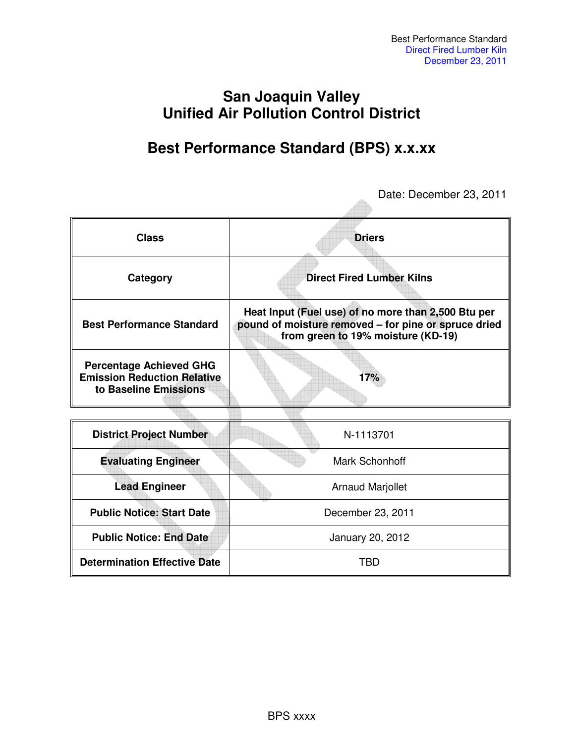# San Joaquin Valley Unified Air Pollution Control District

## Best Performance Standard (BPS) x.x.xx

Date: December 23, 2011

| Class | Driers |
|---|---|
| Category | Direct Fired Lumber Kilns |
| Best Performance Standard | Heat Input (Fuel use) of no more than 2,500 Btu per pound of moisture removed – for pine or spruce dried from green to 19% moisture (KD-19) |
| Percentage Achieved GHG Emission Reduction Relative to Baseline Emissions | 17% |

| District Project Number | N-1113701 |
|---|---|
| Evaluating Engineer | Mark Schonhoff |
| Lead Engineer | Arnaud Marjollet |
| Public Notice: Start Date | December 23, 2011 |
| Public Notice: End Date | January 20, 2012 |
| Determination Effective Date | TBD |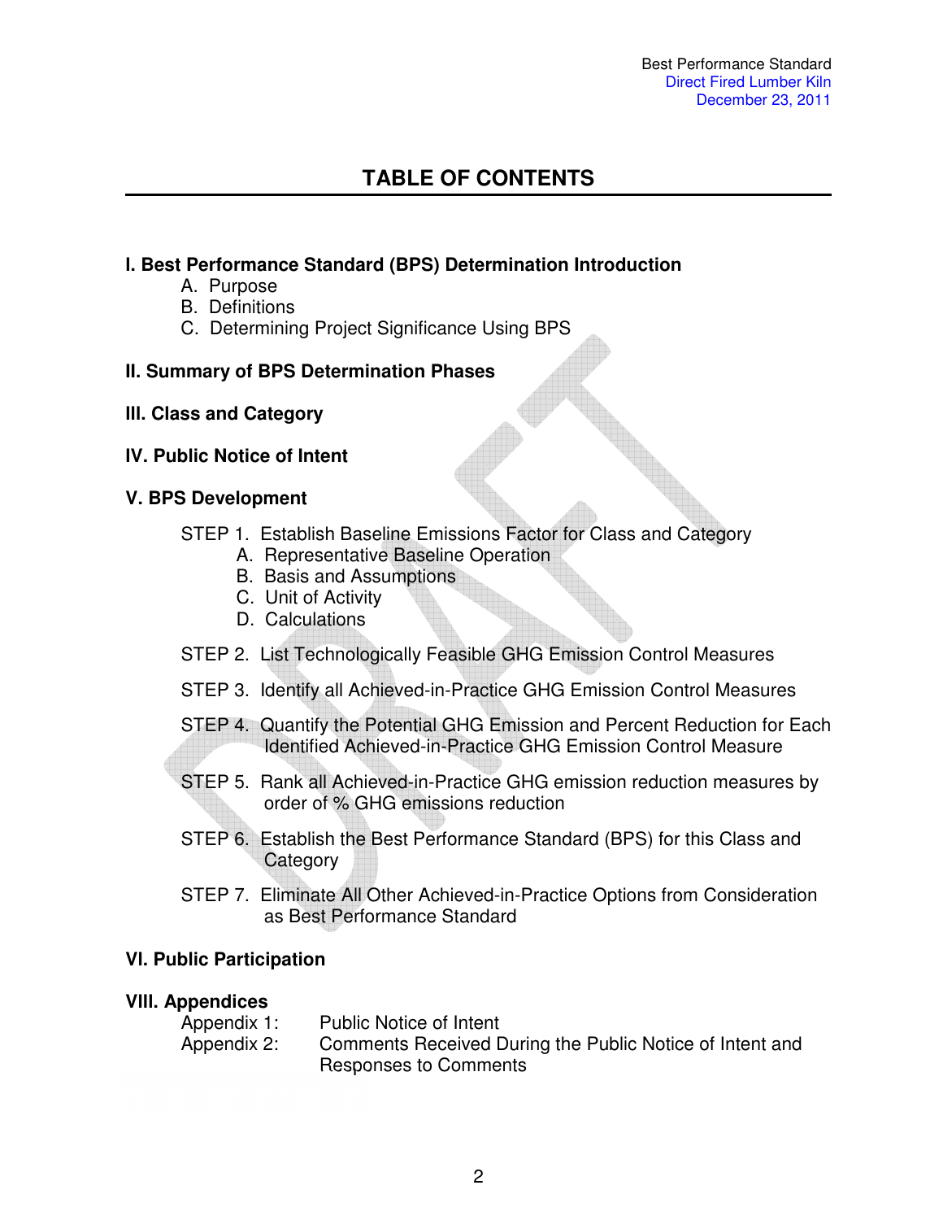# TABLE OF CONTENTS

**I. Best Performance Standard (BPS) Determination Introduction**

- A. Purpose
- B. Definitions
- C. Determining Project Significance Using BPS

**II. Summary of BPS Determination Phases**

**III. Class and Category**

**IV. Public Notice of Intent**

**V. BPS Development**

STEP 1. Establish Baseline Emissions Factor for Class and Category

- A. Representative Baseline Operation
- B. Basis and Assumptions
- C. Unit of Activity
- D. Calculations

STEP 2. List Technologically Feasible GHG Emission Control Measures

STEP 3. Identify all Achieved-in-Practice GHG Emission Control Measures

STEP 4. Quantify the Potential GHG Emission and Percent Reduction for Each Identified Achieved-in-Practice GHG Emission Control Measure

STEP 5. Rank all Achieved-in-Practice GHG emission reduction measures by order of % GHG emissions reduction

STEP 6. Establish the Best Performance Standard (BPS) for this Class and Category

STEP 7. Eliminate All Other Achieved-in-Practice Options from Consideration as Best Performance Standard

**VI. Public Participation**

**VIII. Appendices**

Appendix 1: Public Notice of Intent

Appendix 2: Comments Received During the Public Notice of Intent and Responses to Comments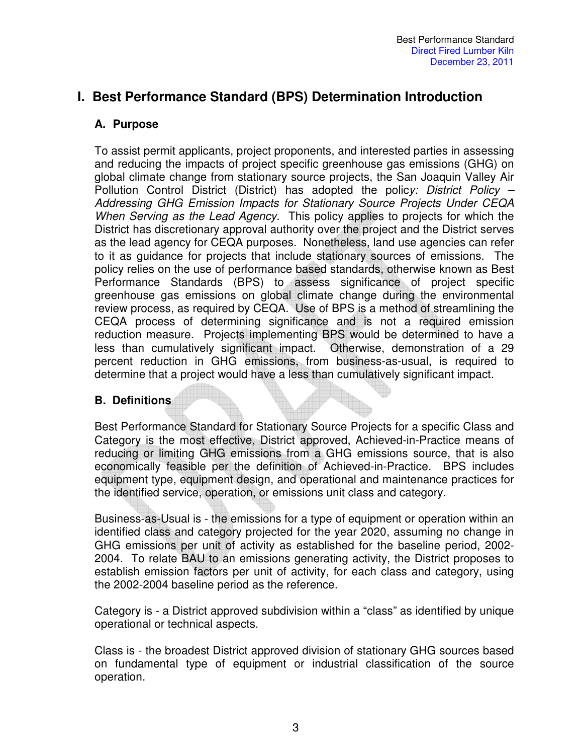# I. Best Performance Standard (BPS) Determination Introduction

## A. Purpose

To assist permit applicants, project proponents, and interested parties in assessing and reducing the impacts of project specific greenhouse gas emissions (GHG) on global climate change from stationary source projects, the San Joaquin Valley Air Pollution Control District (District) has adopted the polic*y: District Policy – Addressing GHG Emission Impacts for Stationary Source Projects Under CEQA When Serving as the Lead Agency.* This policy applies to projects for which the District has discretionary approval authority over the project and the District serves as the lead agency for CEQA purposes. Nonetheless, land use agencies can refer to it as guidance for projects that include stationary sources of emissions. The policy relies on the use of performance based standards, otherwise known as Best Performance Standards (BPS) to assess significance of project specific greenhouse gas emissions on global climate change during the environmental review process, as required by CEQA. Use of BPS is a method of streamlining the CEQA process of determining significance and is not a required emission reduction measure. Projects implementing BPS would be determined to have a less than cumulatively significant impact. Otherwise, demonstration of a 29 percent reduction in GHG emissions, from business-as-usual, is required to determine that a project would have a less than cumulatively significant impact.

## B. Definitions

Best Performance Standard for Stationary Source Projects for a specific Class and Category is the most effective, District approved, Achieved-in-Practice means of reducing or limiting GHG emissions from a GHG emissions source, that is also economically feasible per the definition of Achieved-in-Practice. BPS includes equipment type, equipment design, and operational and maintenance practices for the identified service, operation, or emissions unit class and category.

Business-as-Usual is - the emissions for a type of equipment or operation within an identified class and category projected for the year 2020, assuming no change in GHG emissions per unit of activity as established for the baseline period, 2002-2004. To relate BAU to an emissions generating activity, the District proposes to establish emission factors per unit of activity, for each class and category, using the 2002-2004 baseline period as the reference.

Category is - a District approved subdivision within a "class" as identified by unique operational or technical aspects.

Class is - the broadest District approved division of stationary GHG sources based on fundamental type of equipment or industrial classification of the source operation.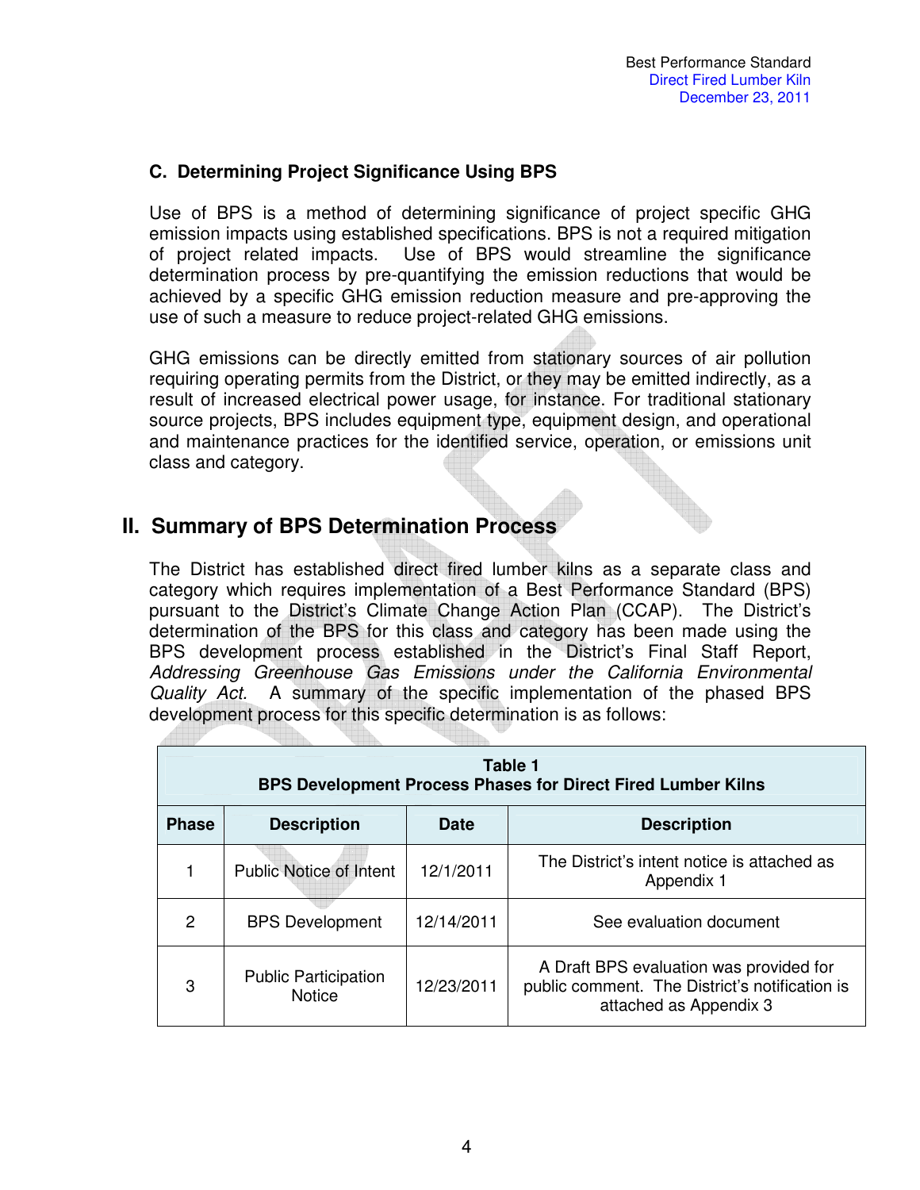### C. Determining Project Significance Using BPS

Use of BPS is a method of determining significance of project specific GHG emission impacts using established specifications. BPS is not a required mitigation of project related impacts. Use of BPS would streamline the significance determination process by pre-quantifying the emission reductions that would be achieved by a specific GHG emission reduction measure and pre-approving the use of such a measure to reduce project-related GHG emissions.

GHG emissions can be directly emitted from stationary sources of air pollution requiring operating permits from the District, or they may be emitted indirectly, as a result of increased electrical power usage, for instance. For traditional stationary source projects, BPS includes equipment type, equipment design, and operational and maintenance practices for the identified service, operation, or emissions unit class and category.

## II. Summary of BPS Determination Process

The District has established direct fired lumber kilns as a separate class and category which requires implementation of a Best Performance Standard (BPS) pursuant to the District's Climate Change Action Plan (CCAP). The District's determination of the BPS for this class and category has been made using the BPS development process established in the District's Final Staff Report, *Addressing Greenhouse Gas Emissions under the California Environmental Quality Act*. A summary of the specific implementation of the phased BPS development process for this specific determination is as follows:

| Table 1<br>BPS Development Process Phases for Direct Fired Lumber Kilns | | | |
|---|---|---|---|
| **Phase** | **Description** | **Date** | **Description** |
| 1 | Public Notice of Intent | 12/1/2011 | The District's intent notice is attached as Appendix 1 |
| 2 | BPS Development | 12/14/2011 | See evaluation document |
| 3 | Public Participation Notice | 12/23/2011 | A Draft BPS evaluation was provided for public comment. The District's notification is attached as Appendix 3 |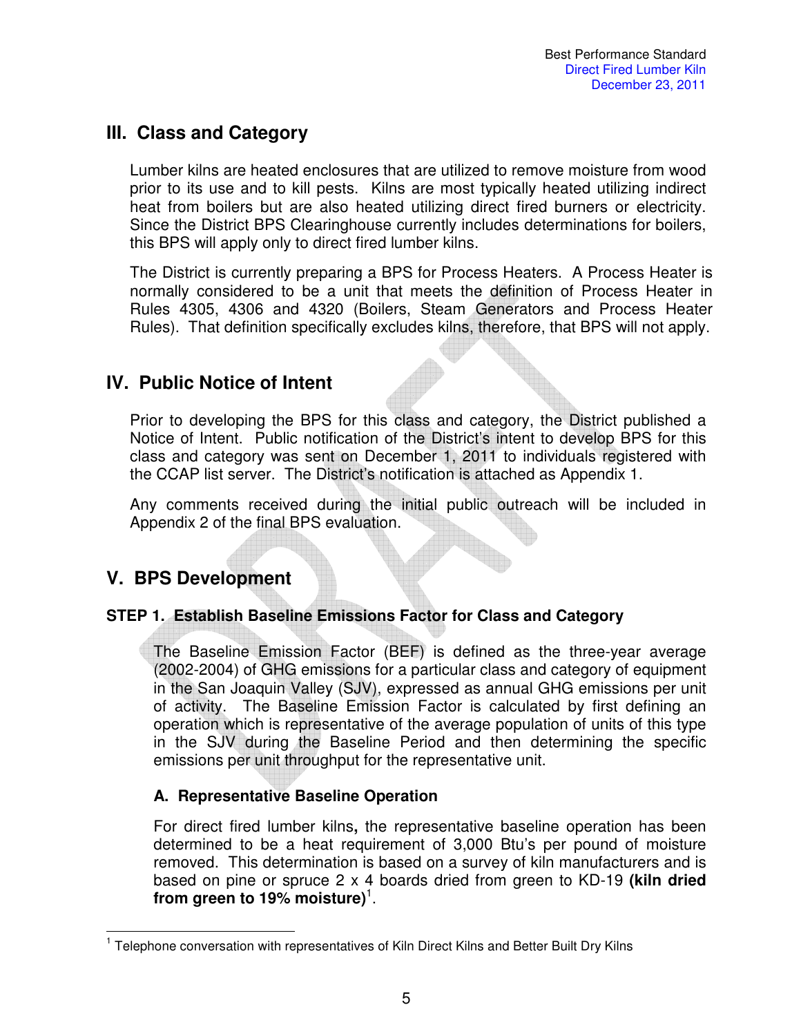## III. Class and Category

Lumber kilns are heated enclosures that are utilized to remove moisture from wood prior to its use and to kill pests. Kilns are most typically heated utilizing indirect heat from boilers but are also heated utilizing direct fired burners or electricity. Since the District BPS Clearinghouse currently includes determinations for boilers, this BPS will apply only to direct fired lumber kilns.

The District is currently preparing a BPS for Process Heaters. A Process Heater is normally considered to be a unit that meets the definition of Process Heater in Rules 4305, 4306 and 4320 (Boilers, Steam Generators and Process Heater Rules). That definition specifically excludes kilns, therefore, that BPS will not apply.

## IV. Public Notice of Intent

Prior to developing the BPS for this class and category, the District published a Notice of Intent. Public notification of the District's intent to develop BPS for this class and category was sent on December 1, 2011 to individuals registered with the CCAP list server. The District's notification is attached as Appendix 1.

Any comments received during the initial public outreach will be included in Appendix 2 of the final BPS evaluation.

## V. BPS Development

### STEP 1. Establish Baseline Emissions Factor for Class and Category

The Baseline Emission Factor (BEF) is defined as the three-year average (2002-2004) of GHG emissions for a particular class and category of equipment in the San Joaquin Valley (SJV), expressed as annual GHG emissions per unit of activity. The Baseline Emission Factor is calculated by first defining an operation which is representative of the average population of units of this type in the SJV during the Baseline Period and then determining the specific emissions per unit throughput for the representative unit.

#### A. Representative Baseline Operation

For direct fired lumber kilns**,** the representative baseline operation has been determined to be a heat requirement of 3,000 Btu's per pound of moisture removed. This determination is based on a survey of kiln manufacturers and is based on pine or spruce 2 x 4 boards dried from green to KD-19 **(kiln dried from green to 19% moisture)**[1].

[1] Telephone conversation with representatives of Kiln Direct Kilns and Better Built Dry Kilns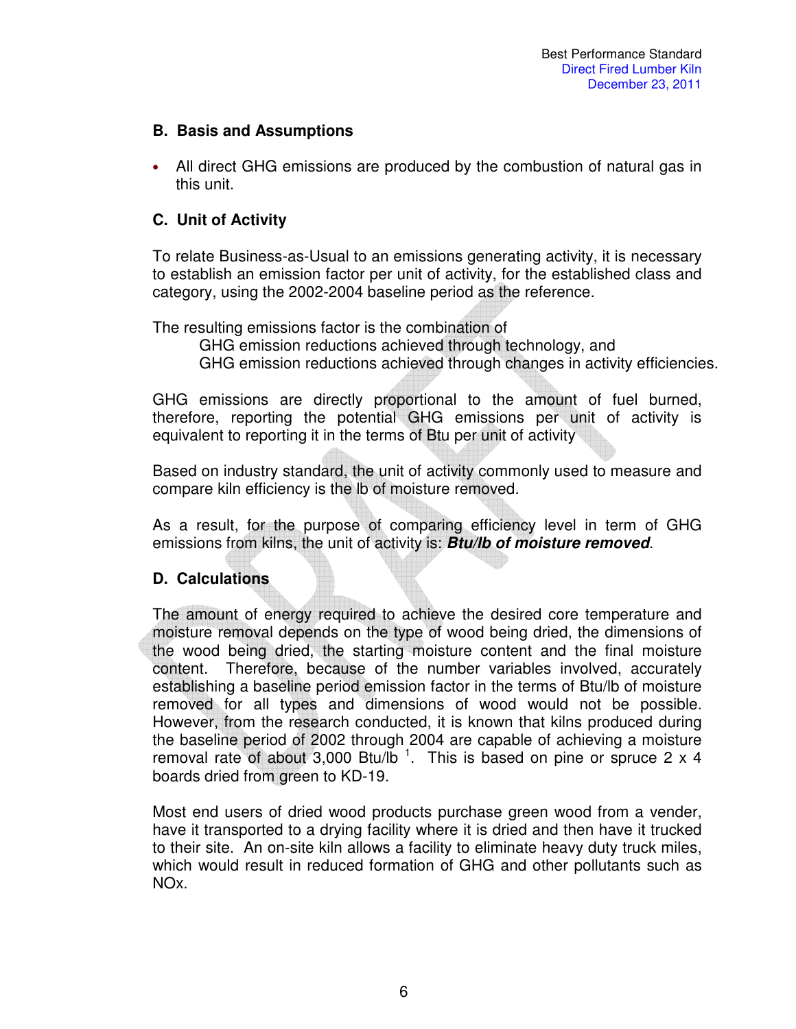## B. Basis and Assumptions

- All direct GHG emissions are produced by the combustion of natural gas in this unit.

## C. Unit of Activity

To relate Business-as-Usual to an emissions generating activity, it is necessary to establish an emission factor per unit of activity, for the established class and category, using the 2002-2004 baseline period as the reference.

The resulting emissions factor is the combination of
GHG emission reductions achieved through technology, and
GHG emission reductions achieved through changes in activity efficiencies.

GHG emissions are directly proportional to the amount of fuel burned, therefore, reporting the potential GHG emissions per unit of activity is equivalent to reporting it in the terms of Btu per unit of activity

Based on industry standard, the unit of activity commonly used to measure and compare kiln efficiency is the lb of moisture removed.

As a result, for the purpose of comparing efficiency level in term of GHG emissions from kilns, the unit of activity is: ***Btu/lb of moisture removed***.

## D. Calculations

The amount of energy required to achieve the desired core temperature and moisture removal depends on the type of wood being dried, the dimensions of the wood being dried, the starting moisture content and the final moisture content. Therefore, because of the number variables involved, accurately establishing a baseline period emission factor in the terms of Btu/lb of moisture removed for all types and dimensions of wood would not be possible. However, from the research conducted, it is known that kilns produced during the baseline period of 2002 through 2004 are capable of achieving a moisture removal rate of about 3,000 Btu/lb [1]. This is based on pine or spruce 2 x 4 boards dried from green to KD-19.

Most end users of dried wood products purchase green wood from a vender, have it transported to a drying facility where it is dried and then have it trucked to their site. An on-site kiln allows a facility to eliminate heavy duty truck miles, which would result in reduced formation of GHG and other pollutants such as NOx.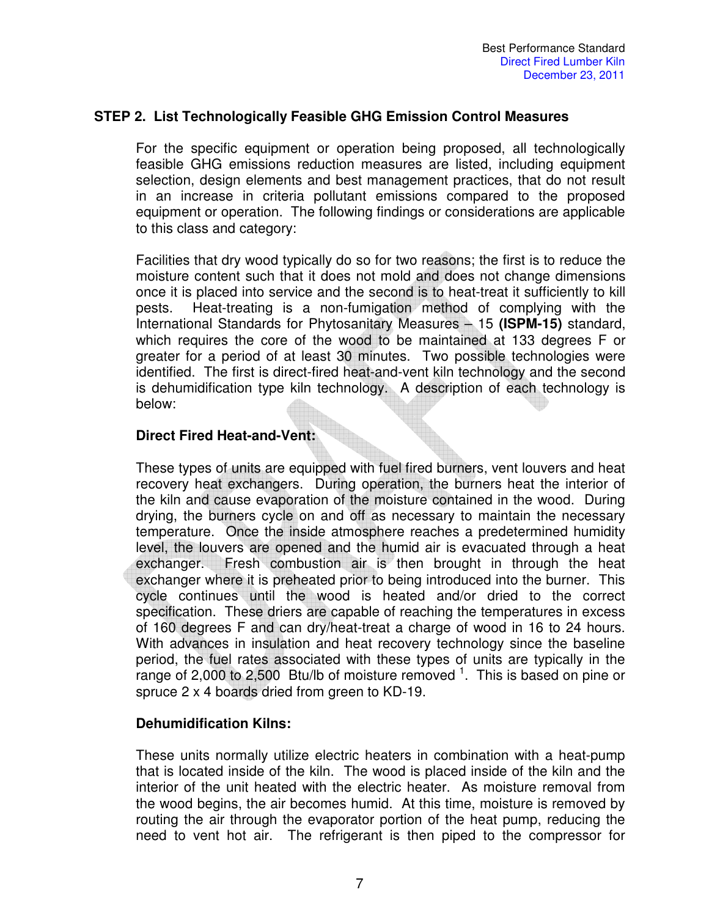## STEP 2. List Technologically Feasible GHG Emission Control Measures

For the specific equipment or operation being proposed, all technologically feasible GHG emissions reduction measures are listed, including equipment selection, design elements and best management practices, that do not result in an increase in criteria pollutant emissions compared to the proposed equipment or operation. The following findings or considerations are applicable to this class and category:

Facilities that dry wood typically do so for two reasons; the first is to reduce the moisture content such that it does not mold and does not change dimensions once it is placed into service and the second is to heat-treat it sufficiently to kill pests. Heat-treating is a non-fumigation method of complying with the International Standards for Phytosanitary Measures – 15 **(ISPM-15)** standard, which requires the core of the wood to be maintained at 133 degrees F or greater for a period of at least 30 minutes. Two possible technologies were identified. The first is direct-fired heat-and-vent kiln technology and the second is dehumidification type kiln technology. A description of each technology is below:

**Direct Fired Heat-and-Vent:**

These types of units are equipped with fuel fired burners, vent louvers and heat recovery heat exchangers. During operation, the burners heat the interior of the kiln and cause evaporation of the moisture contained in the wood. During drying, the burners cycle on and off as necessary to maintain the necessary temperature. Once the inside atmosphere reaches a predetermined humidity level, the louvers are opened and the humid air is evacuated through a heat exchanger. Fresh combustion air is then brought in through the heat exchanger where it is preheated prior to being introduced into the burner. This cycle continues until the wood is heated and/or dried to the correct specification. These driers are capable of reaching the temperatures in excess of 160 degrees F and can dry/heat-treat a charge of wood in 16 to 24 hours. With advances in insulation and heat recovery technology since the baseline period, the fuel rates associated with these types of units are typically in the range of 2,000 to 2,500 Btu/lb of moisture removed [1]. This is based on pine or spruce 2 x 4 boards dried from green to KD-19.

**Dehumidification Kilns:**

These units normally utilize electric heaters in combination with a heat-pump that is located inside of the kiln. The wood is placed inside of the kiln and the interior of the unit heated with the electric heater. As moisture removal from the wood begins, the air becomes humid. At this time, moisture is removed by routing the air through the evaporator portion of the heat pump, reducing the need to vent hot air. The refrigerant is then piped to the compressor for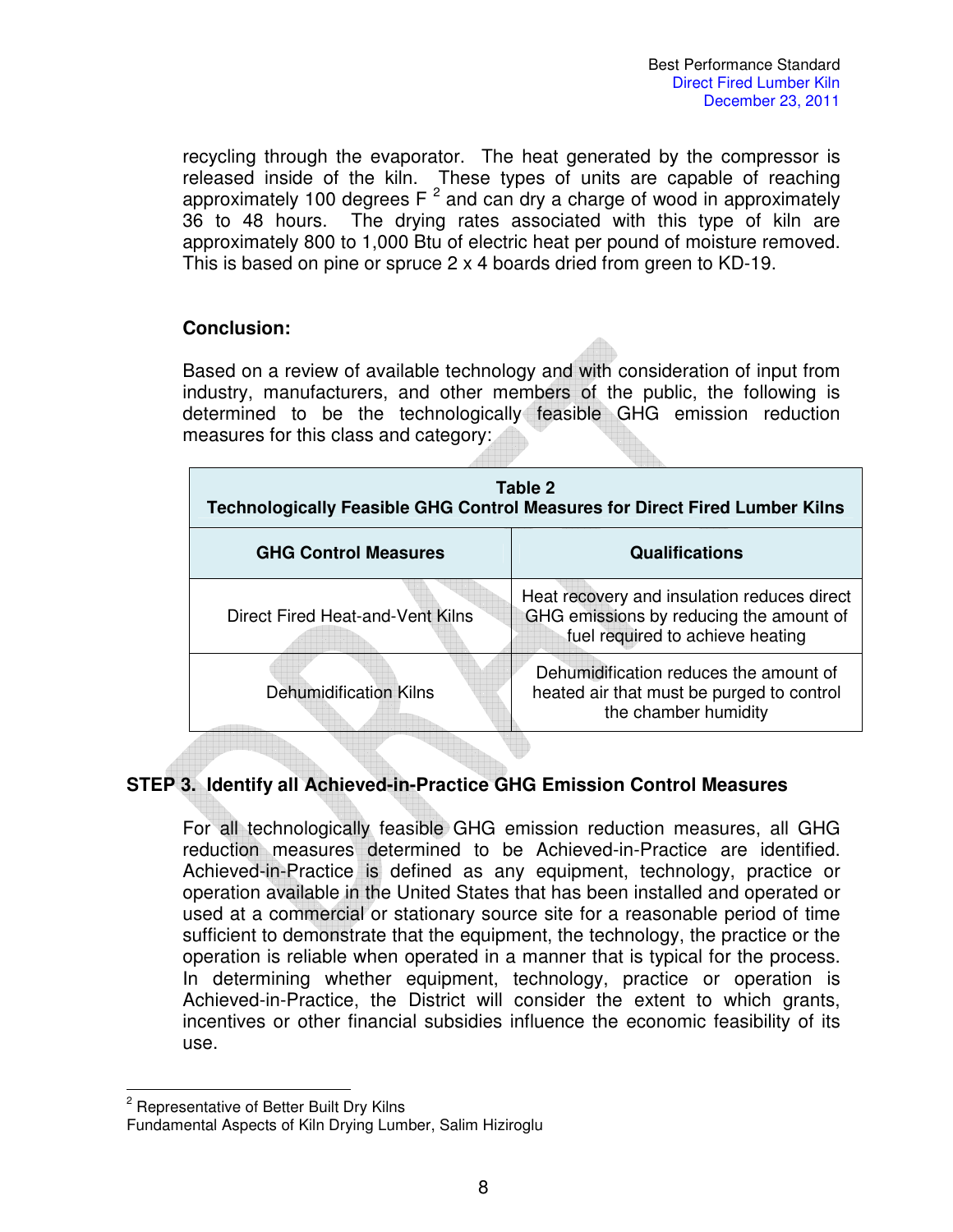recycling through the evaporator. The heat generated by the compressor is released inside of the kiln. These types of units are capable of reaching approximately 100 degrees F [2] and can dry a charge of wood in approximately 36 to 48 hours. The drying rates associated with this type of kiln are approximately 800 to 1,000 Btu of electric heat per pound of moisture removed. This is based on pine or spruce 2 x 4 boards dried from green to KD-19.

**Conclusion:**

Based on a review of available technology and with consideration of input from industry, manufacturers, and other members of the public, the following is determined to be the technologically feasible GHG emission reduction measures for this class and category:

**Table 2**
**Technologically Feasible GHG Control Measures for Direct Fired Lumber Kilns**

| GHG Control Measures | Qualifications |
|---|---|
| Direct Fired Heat-and-Vent Kilns | Heat recovery and insulation reduces direct GHG emissions by reducing the amount of fuel required to achieve heating |
| Dehumidification Kilns | Dehumidification reduces the amount of heated air that must be purged to control the chamber humidity |

## STEP 3. Identify all Achieved-in-Practice GHG Emission Control Measures

For all technologically feasible GHG emission reduction measures, all GHG reduction measures determined to be Achieved-in-Practice are identified. Achieved-in-Practice is defined as any equipment, technology, practice or operation available in the United States that has been installed and operated or used at a commercial or stationary source site for a reasonable period of time sufficient to demonstrate that the equipment, the technology, the practice or the operation is reliable when operated in a manner that is typical for the process. In determining whether equipment, technology, practice or operation is Achieved-in-Practice, the District will consider the extent to which grants, incentives or other financial subsidies influence the economic feasibility of its use.

---

[2] Representative of Better Built Dry Kilns
Fundamental Aspects of Kiln Drying Lumber, Salim Hiziroglu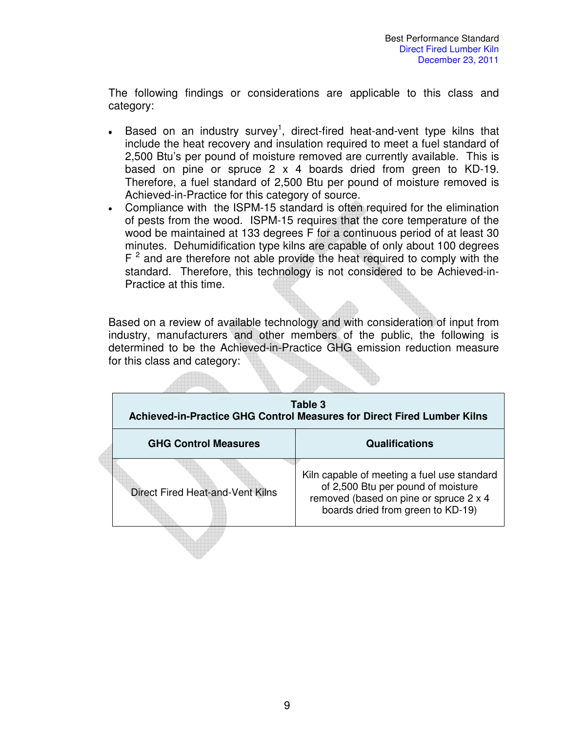The following findings or considerations are applicable to this class and category:

- Based on an industry survey[1], direct-fired heat-and-vent type kilns that include the heat recovery and insulation required to meet a fuel standard of 2,500 Btu's per pound of moisture removed are currently available. This is based on pine or spruce 2 x 4 boards dried from green to KD-19. Therefore, a fuel standard of 2,500 Btu per pound of moisture removed is Achieved-in-Practice for this category of source.
- Compliance with the ISPM-15 standard is often required for the elimination of pests from the wood. ISPM-15 requires that the core temperature of the wood be maintained at 133 degrees F for a continuous period of at least 30 minutes. Dehumidification type kilns are capable of only about 100 degrees F [2] and are therefore not able provide the heat required to comply with the standard. Therefore, this technology is not considered to be Achieved-in-Practice at this time.

Based on a review of available technology and with consideration of input from industry, manufacturers and other members of the public, the following is determined to be the Achieved-in-Practice GHG emission reduction measure for this class and category:

**Table 3**
**Achieved-in-Practice GHG Control Measures for Direct Fired Lumber Kilns**

| GHG Control Measures | Qualifications |
| --- | --- |
| Direct Fired Heat-and-Vent Kilns | Kiln capable of meeting a fuel use standard of 2,500 Btu per pound of moisture removed (based on pine or spruce 2 x 4 boards dried from green to KD-19) |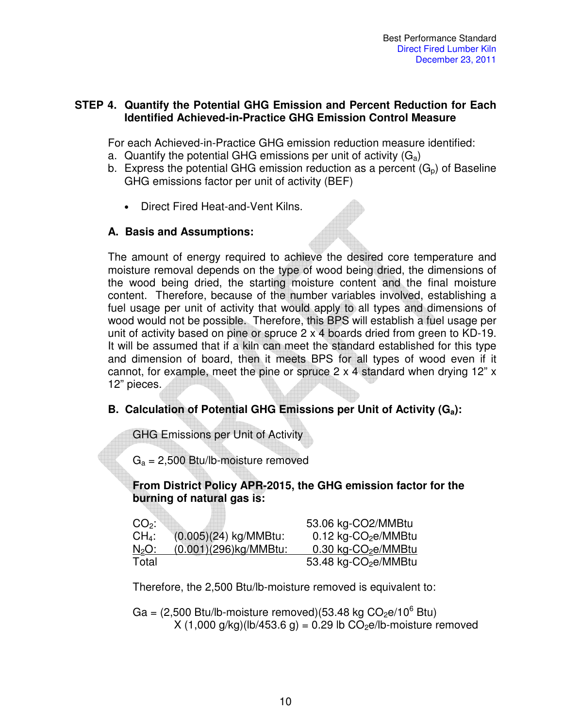## STEP 4. Quantify the Potential GHG Emission and Percent Reduction for Each Identified Achieved-in-Practice GHG Emission Control Measure

For each Achieved-in-Practice GHG emission reduction measure identified:

a. Quantify the potential GHG emissions per unit of activity ($G_a$)
b. Express the potential GHG emission reduction as a percent ($G_p$) of Baseline GHG emissions factor per unit of activity (BEF)

- Direct Fired Heat-and-Vent Kilns.

### A. Basis and Assumptions:

The amount of energy required to achieve the desired core temperature and moisture removal depends on the type of wood being dried, the dimensions of the wood being dried, the starting moisture content and the final moisture content. Therefore, because of the number variables involved, establishing a fuel usage per unit of activity that would apply to all types and dimensions of wood would not be possible. Therefore, this BPS will establish a fuel usage per unit of activity based on pine or spruce 2 x 4 boards dried from green to KD-19. It will be assumed that if a kiln can meet the standard established for this type and dimension of board, then it meets BPS for all types of wood even if it cannot, for example, meet the pine or spruce 2 x 4 standard when drying 12" x 12" pieces.

### B. Calculation of Potential GHG Emissions per Unit of Activity ($G_a$):

GHG Emissions per Unit of Activity

$G_a$ = 2,500 Btu/lb-moisture removed

**From District Policy APR-2015, the GHG emission factor for the burning of natural gas is:**

| | | |
|---|---|---|
| $CO_2$: | | 53.06 kg-CO2/MMBtu |
| $CH_4$: | (0.005)(24) kg/MMBtu: | 0.12 kg-$CO_2$e/MMBtu |
| $N_2O$: | (0.001)(296)kg/MMBtu: | 0.30 kg-$CO_2$e/MMBtu |
| Total | | 53.48 kg-$CO_2$e/MMBtu |

Therefore, the 2,500 Btu/lb-moisture removed is equivalent to:

$$Ga = (2{,}500 \text{ Btu/lb-moisture removed})(53.48 \text{ kg } CO_2e/10^6 \text{ Btu}) \times (1{,}000 \text{ g/kg})(\text{lb}/453.6 \text{ g}) = 0.29 \text{ lb } CO_2e\text{/lb-moisture removed}$$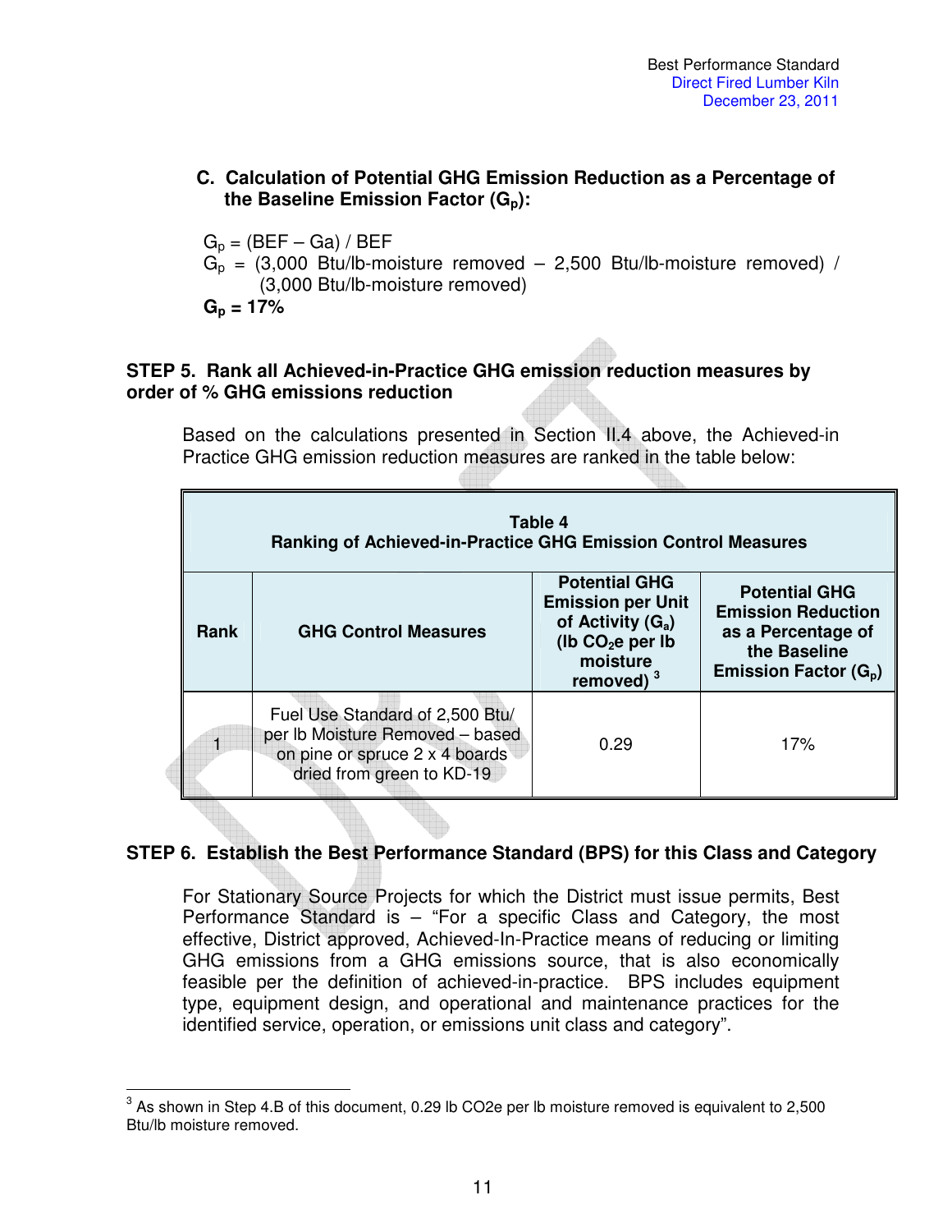### C. Calculation of Potential GHG Emission Reduction as a Percentage of the Baseline Emission Factor ($G_p$):

$G_p$ = (BEF – Ga) / BEF

$G_p$ = (3,000 Btu/lb-moisture removed – 2,500 Btu/lb-moisture removed) / (3,000 Btu/lb-moisture removed)

**$G_p$ = 17%**

## STEP 5. Rank all Achieved-in-Practice GHG emission reduction measures by order of % GHG emissions reduction

Based on the calculations presented in Section II.4 above, the Achieved-in Practice GHG emission reduction measures are ranked in the table below:

**Table 4**
**Ranking of Achieved-in-Practice GHG Emission Control Measures**

| Rank | GHG Control Measures | Potential GHG Emission per Unit of Activity ($G_a$) (lb $CO_2$e per lb moisture removed) [3] | Potential GHG Emission Reduction as a Percentage of the Baseline Emission Factor ($G_p$) |
|---|---|---|---|
| 1 | Fuel Use Standard of 2,500 Btu/ per lb Moisture Removed – based on pine or spruce 2 x 4 boards dried from green to KD-19 | 0.29 | 17% |

## STEP 6. Establish the Best Performance Standard (BPS) for this Class and Category

For Stationary Source Projects for which the District must issue permits, Best Performance Standard is – "For a specific Class and Category, the most effective, District approved, Achieved-In-Practice means of reducing or limiting GHG emissions from a GHG emissions source, that is also economically feasible per the definition of achieved-in-practice. BPS includes equipment type, equipment design, and operational and maintenance practices for the identified service, operation, or emissions unit class and category".

---

[3] As shown in Step 4.B of this document, 0.29 lb CO2e per lb moisture removed is equivalent to 2,500 Btu/lb moisture removed.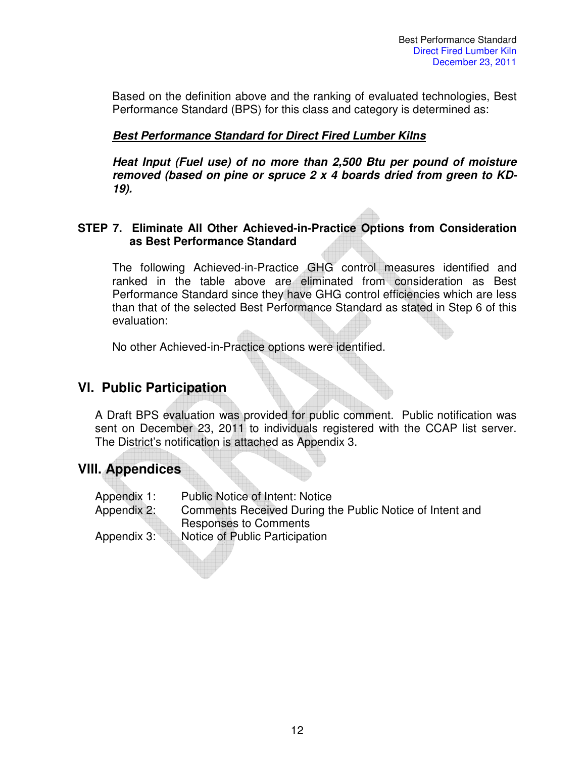Based on the definition above and the ranking of evaluated technologies, Best Performance Standard (BPS) for this class and category is determined as:

***Best Performance Standard for Direct Fired Lumber Kilns***

***Heat Input (Fuel use) of no more than 2,500 Btu per pound of moisture removed (based on pine or spruce 2 x 4 boards dried from green to KD-19).***

**STEP 7. Eliminate All Other Achieved-in-Practice Options from Consideration as Best Performance Standard**

The following Achieved-in-Practice GHG control measures identified and ranked in the table above are eliminated from consideration as Best Performance Standard since they have GHG control efficiencies which are less than that of the selected Best Performance Standard as stated in Step 6 of this evaluation:

No other Achieved-in-Practice options were identified.

## VI. Public Participation

A Draft BPS evaluation was provided for public comment. Public notification was sent on December 23, 2011 to individuals registered with the CCAP list server. The District's notification is attached as Appendix 3.

## VIII. Appendices

| | |
|---|---|
| Appendix 1: | Public Notice of Intent: Notice |
| Appendix 2: | Comments Received During the Public Notice of Intent and Responses to Comments |
| Appendix 3: | Notice of Public Participation |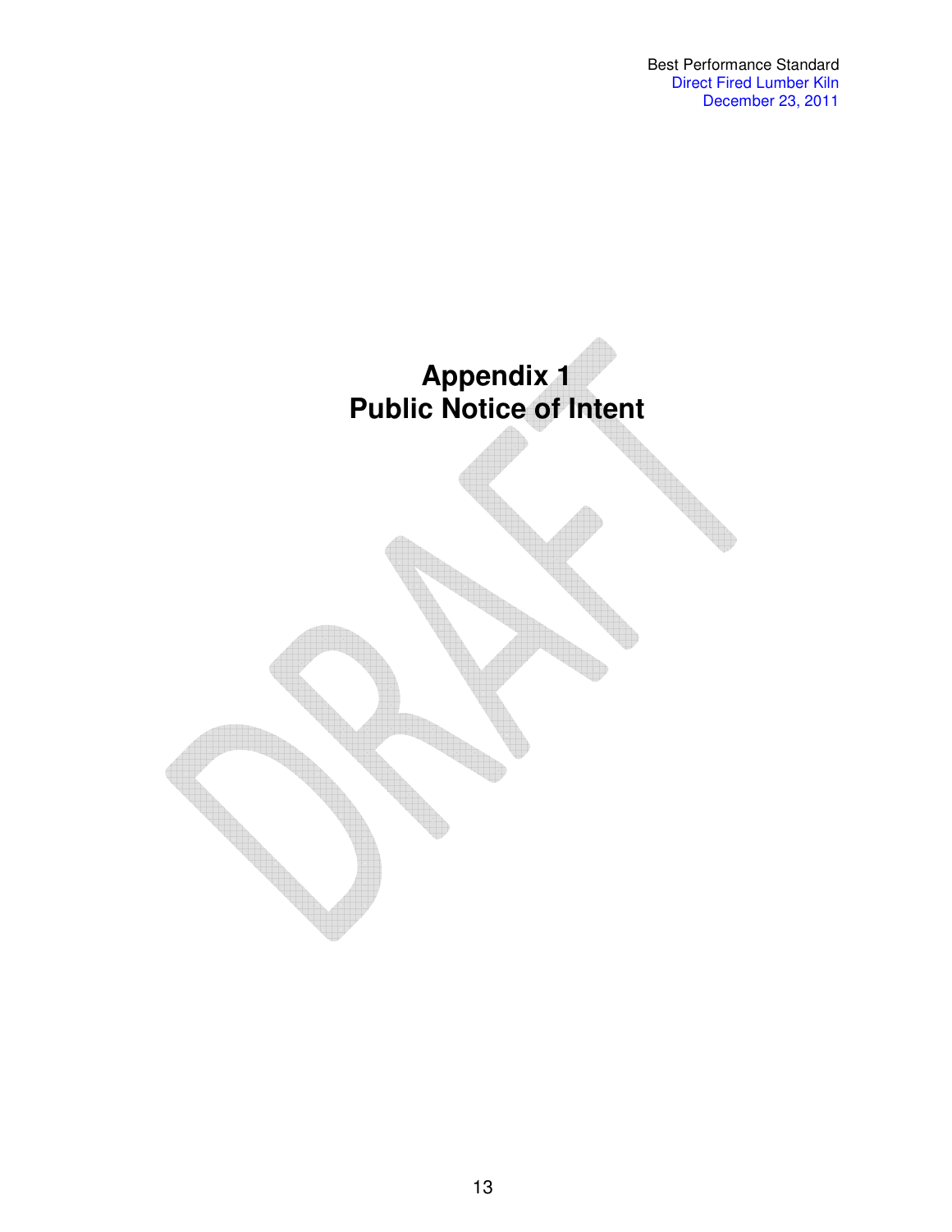# Appendix 1
# Public Notice of Intent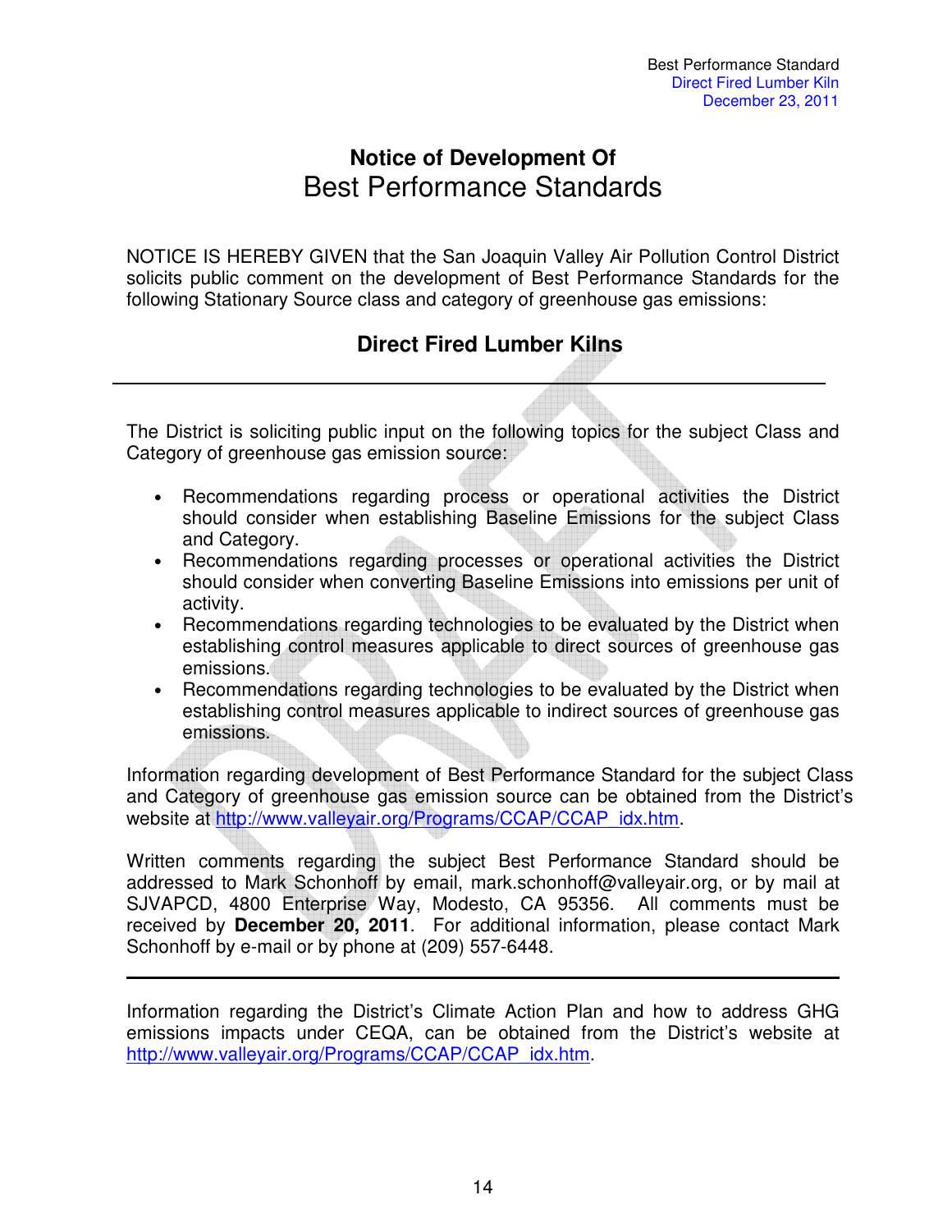# Notice of Development Of
## Best Performance Standards

NOTICE IS HEREBY GIVEN that the San Joaquin Valley Air Pollution Control District solicits public comment on the development of Best Performance Standards for the following Stationary Source class and category of greenhouse gas emissions:

### Direct Fired Lumber Kilns

---

The District is soliciting public input on the following topics for the subject Class and Category of greenhouse gas emission source:

- Recommendations regarding process or operational activities the District should consider when establishing Baseline Emissions for the subject Class and Category.
- Recommendations regarding processes or operational activities the District should consider when converting Baseline Emissions into emissions per unit of activity.
- Recommendations regarding technologies to be evaluated by the District when establishing control measures applicable to direct sources of greenhouse gas emissions.
- Recommendations regarding technologies to be evaluated by the District when establishing control measures applicable to indirect sources of greenhouse gas emissions.

Information regarding development of Best Performance Standard for the subject Class and Category of greenhouse gas emission source can be obtained from the District's website at http://www.valleyair.org/Programs/CCAP/CCAP_idx.htm.

Written comments regarding the subject Best Performance Standard should be addressed to Mark Schonhoff by email, mark.schonhoff@valleyair.org, or by mail at SJVAPCD, 4800 Enterprise Way, Modesto, CA 95356. All comments must be received by **December 20, 2011**. For additional information, please contact Mark Schonhoff by e-mail or by phone at (209) 557-6448.

---

Information regarding the District's Climate Action Plan and how to address GHG emissions impacts under CEQA, can be obtained from the District's website at http://www.valleyair.org/Programs/CCAP/CCAP_idx.htm.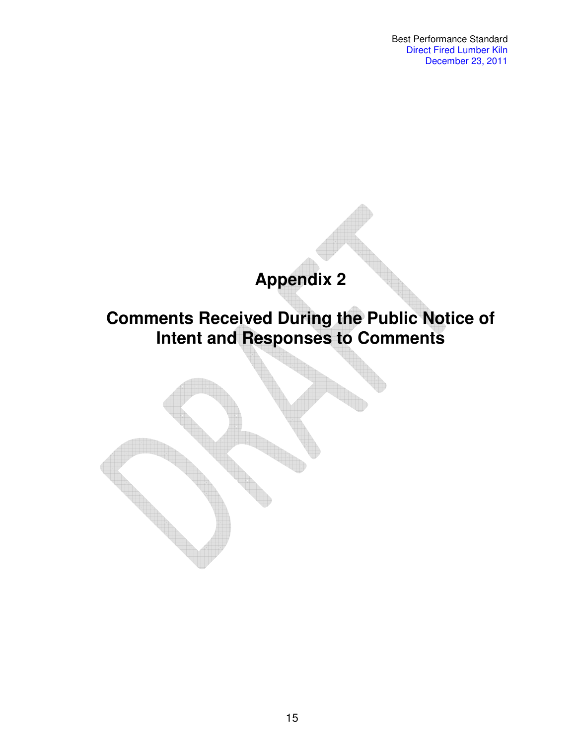# Appendix 2

# Comments Received During the Public Notice of Intent and Responses to Comments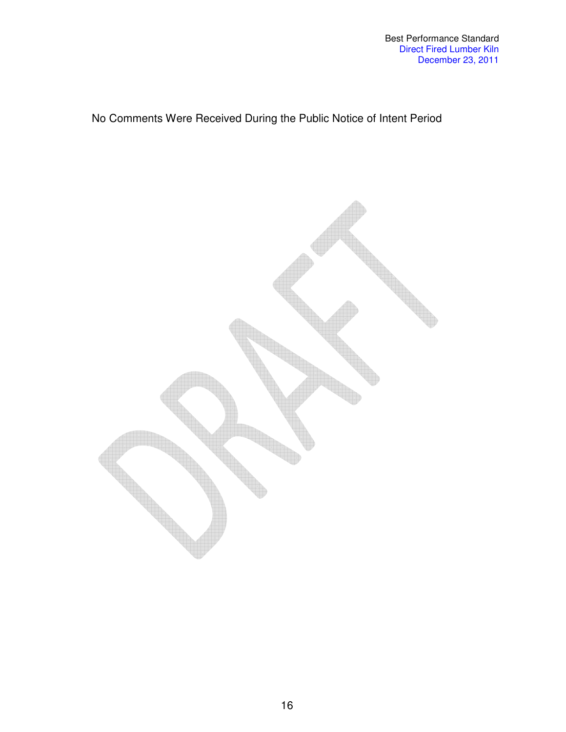No Comments Were Received During the Public Notice of Intent Period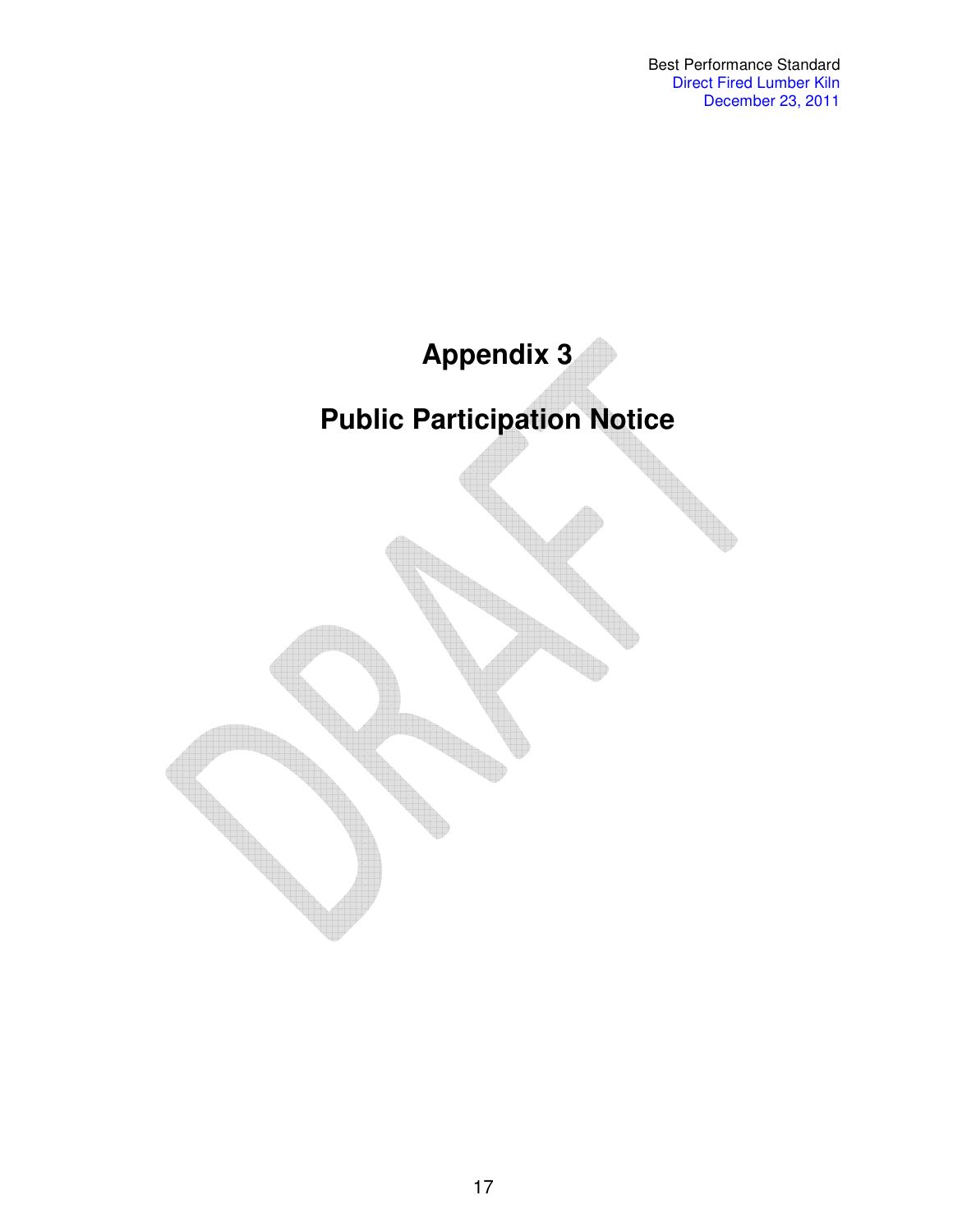# Appendix 3

# Public Participation Notice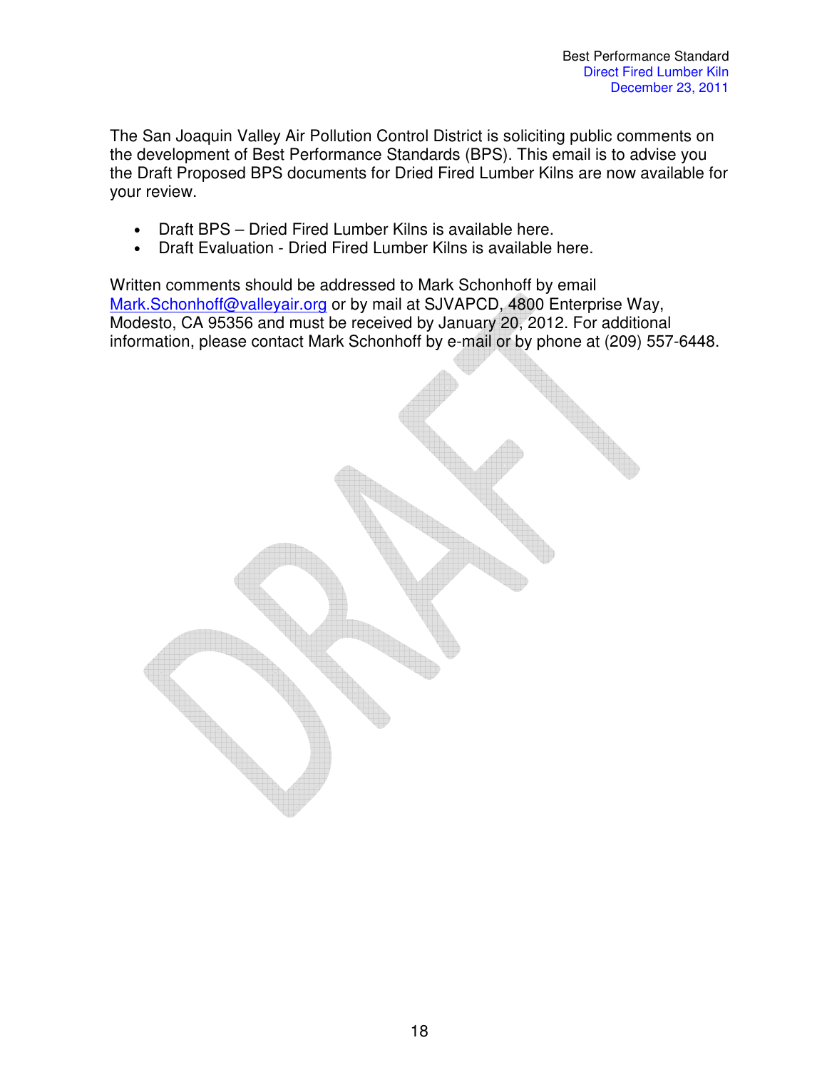The San Joaquin Valley Air Pollution Control District is soliciting public comments on the development of Best Performance Standards (BPS). This email is to advise you the Draft Proposed BPS documents for Dried Fired Lumber Kilns are now available for your review.

- Draft BPS – Dried Fired Lumber Kilns is available here.
- Draft Evaluation - Dried Fired Lumber Kilns is available here.

Written comments should be addressed to Mark Schonhoff by email Mark.Schonhoff@valleyair.org or by mail at SJVAPCD, 4800 Enterprise Way, Modesto, CA 95356 and must be received by January 20, 2012. For additional information, please contact Mark Schonhoff by e-mail or by phone at (209) 557-6448.